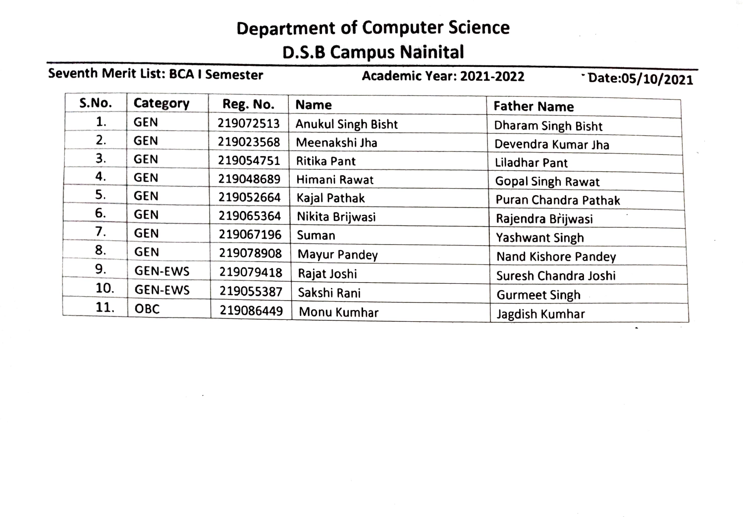# Department of Computer Science

## D.S.B Campus Nainital

**Seventh Merit List: BCA I Semester** **Academic Year: 2021-2022** **Date:05/10/2021**

| S.No. | Category | Reg. No. | Name | Father Name |
|---|---|---|---|---|
| 1. | GEN | 219072513 | Anukul Singh Bisht | Dharam Singh Bisht |
| 2. | GEN | 219023568 | Meenakshi Jha | Devendra Kumar Jha |
| 3. | GEN | 219054751 | Ritika Pant | Liladhar Pant |
| 4. | GEN | 219048689 | Himani Rawat | Gopal Singh Rawat |
| 5. | GEN | 219052664 | Kajal Pathak | Puran Chandra Pathak |
| 6. | GEN | 219065364 | Nikita Brijwasi | Rajendra Brijwasi |
| 7. | GEN | 219067196 | Suman | Yashwant Singh |
| 8. | GEN | 219078908 | Mayur Pandey | Nand Kishore Pandey |
| 9. | GEN-EWS | 219079418 | Rajat Joshi | Suresh Chandra Joshi |
| 10. | GEN-EWS | 219055387 | Sakshi Rani | Gurmeet Singh |
| 11. | OBC | 219086449 | Monu Kumhar | Jagdish Kumhar |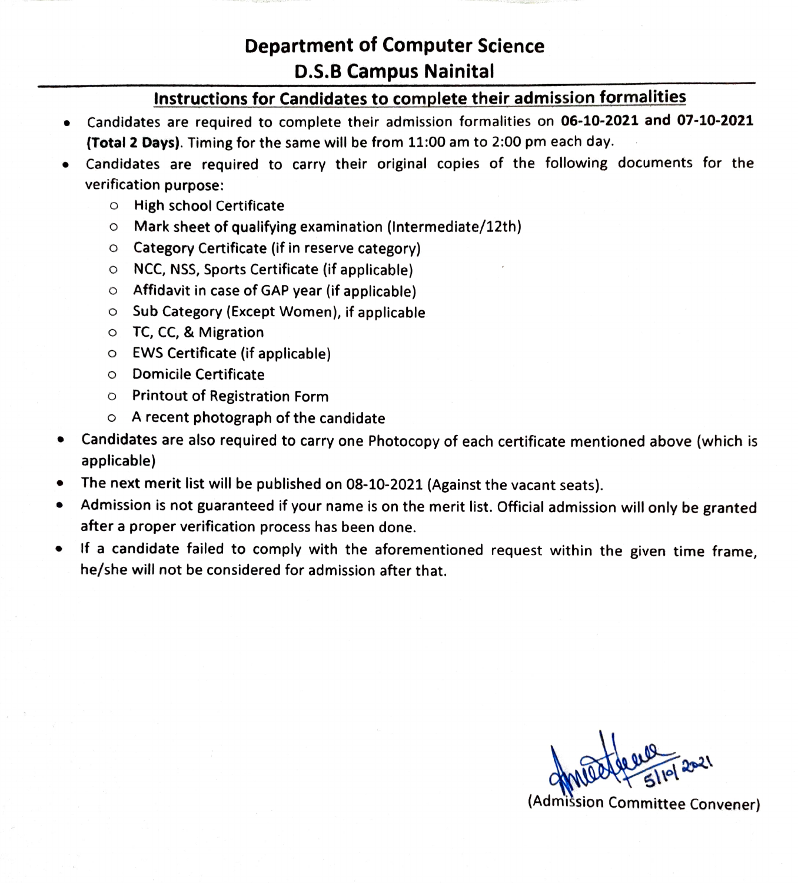# Department of Computer Science
# D.S.B Campus Nainital

## Instructions for Candidates to complete their admission formalities

- Candidates are required to complete their admission formalities on **06-10-2021 and 07-10-2021 (Total 2 Days)**. Timing for the same will be from 11:00 am to 2:00 pm each day.
- Candidates are required to carry their original copies of the following documents for the verification purpose:
  - High school Certificate
  - Mark sheet of qualifying examination (Intermediate/12th)
  - Category Certificate (if in reserve category)
  - NCC, NSS, Sports Certificate (if applicable)
  - Affidavit in case of GAP year (if applicable)
  - Sub Category (Except Women), if applicable
  - TC, CC, & Migration
  - EWS Certificate (if applicable)
  - Domicile Certificate
  - Printout of Registration Form
  - A recent photograph of the candidate
- Candidates are also required to carry one Photocopy of each certificate mentioned above (which is applicable)
- The next merit list will be published on 08-10-2021 (Against the vacant seats).
- Admission is not guaranteed if your name is on the merit list. Official admission will only be granted after a proper verification process has been done.
- If a candidate failed to comply with the aforementioned request within the given time frame, he/she will not be considered for admission after that.

5/10/2021

(Admission Committee Convener)